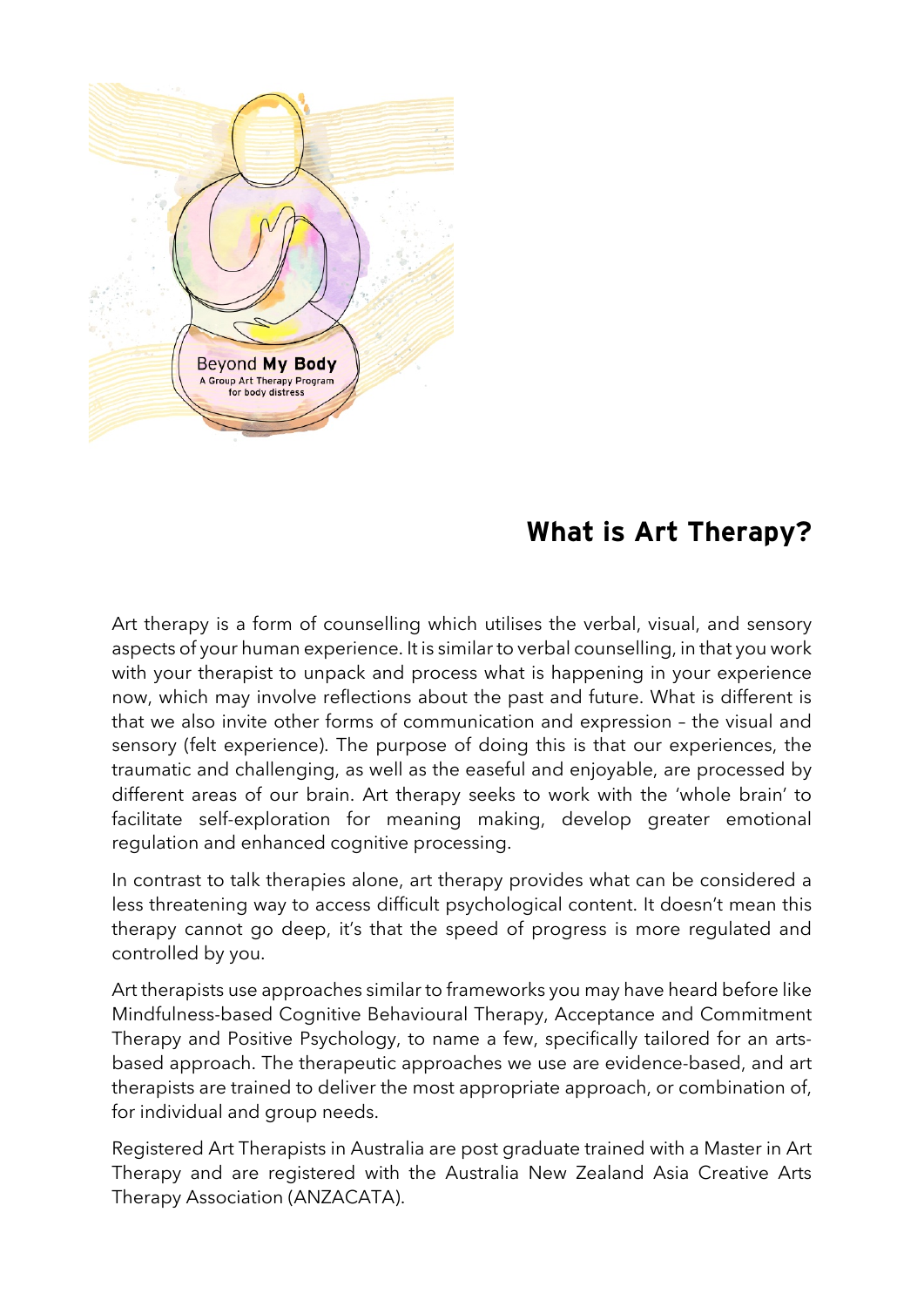Beyond **My Body**
A Group Art Therapy Program for body distress

## What is Art Therapy?

Art therapy is a form of counselling which utilises the verbal, visual, and sensory aspects of your human experience. It is similar to verbal counselling, in that you work with your therapist to unpack and process what is happening in your experience now, which may involve reflections about the past and future. What is different is that we also invite other forms of communication and expression – the visual and sensory (felt experience). The purpose of doing this is that our experiences, the traumatic and challenging, as well as the easeful and enjoyable, are processed by different areas of our brain. Art therapy seeks to work with the 'whole brain' to facilitate self-exploration for meaning making, develop greater emotional regulation and enhanced cognitive processing.

In contrast to talk therapies alone, art therapy provides what can be considered a less threatening way to access difficult psychological content. It doesn't mean this therapy cannot go deep, it's that the speed of progress is more regulated and controlled by you.

Art therapists use approaches similar to frameworks you may have heard before like Mindfulness-based Cognitive Behavioural Therapy, Acceptance and Commitment Therapy and Positive Psychology, to name a few, specifically tailored for an arts-based approach. The therapeutic approaches we use are evidence-based, and art therapists are trained to deliver the most appropriate approach, or combination of, for individual and group needs.

Registered Art Therapists in Australia are post graduate trained with a Master in Art Therapy and are registered with the Australia New Zealand Asia Creative Arts Therapy Association (ANZACATA).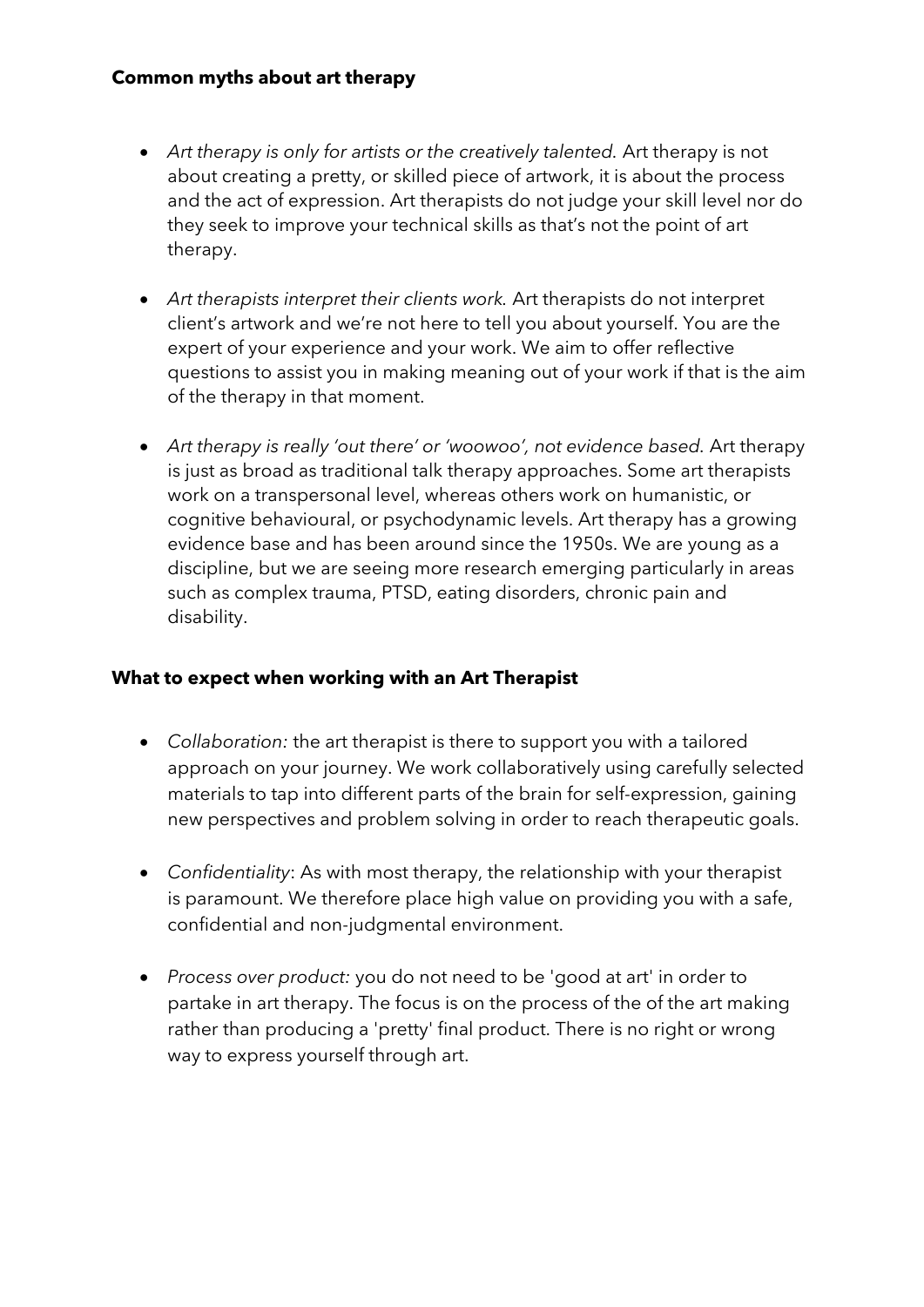**Common myths about art therapy**

- *Art therapy is only for artists or the creatively talented.* Art therapy is not about creating a pretty, or skilled piece of artwork, it is about the process and the act of expression. Art therapists do not judge your skill level nor do they seek to improve your technical skills as that's not the point of art therapy.

- *Art therapists interpret their clients work.* Art therapists do not interpret client's artwork and we're not here to tell you about yourself. You are the expert of your experience and your work. We aim to offer reflective questions to assist you in making meaning out of your work if that is the aim of the therapy in that moment.

- *Art therapy is really 'out there' or 'woowoo', not evidence based.* Art therapy is just as broad as traditional talk therapy approaches. Some art therapists work on a transpersonal level, whereas others work on humanistic, or cognitive behavioural, or psychodynamic levels. Art therapy has a growing evidence base and has been around since the 1950s. We are young as a discipline, but we are seeing more research emerging particularly in areas such as complex trauma, PTSD, eating disorders, chronic pain and disability.

**What to expect when working with an Art Therapist**

- *Collaboration:* the art therapist is there to support you with a tailored approach on your journey. We work collaboratively using carefully selected materials to tap into different parts of the brain for self-expression, gaining new perspectives and problem solving in order to reach therapeutic goals.

- *Confidentiality*: As with most therapy, the relationship with your therapist is paramount. We therefore place high value on providing you with a safe, confidential and non-judgmental environment.

- *Process over product:* you do not need to be 'good at art' in order to partake in art therapy. The focus is on the process of the of the art making rather than producing a 'pretty' final product. There is no right or wrong way to express yourself through art.